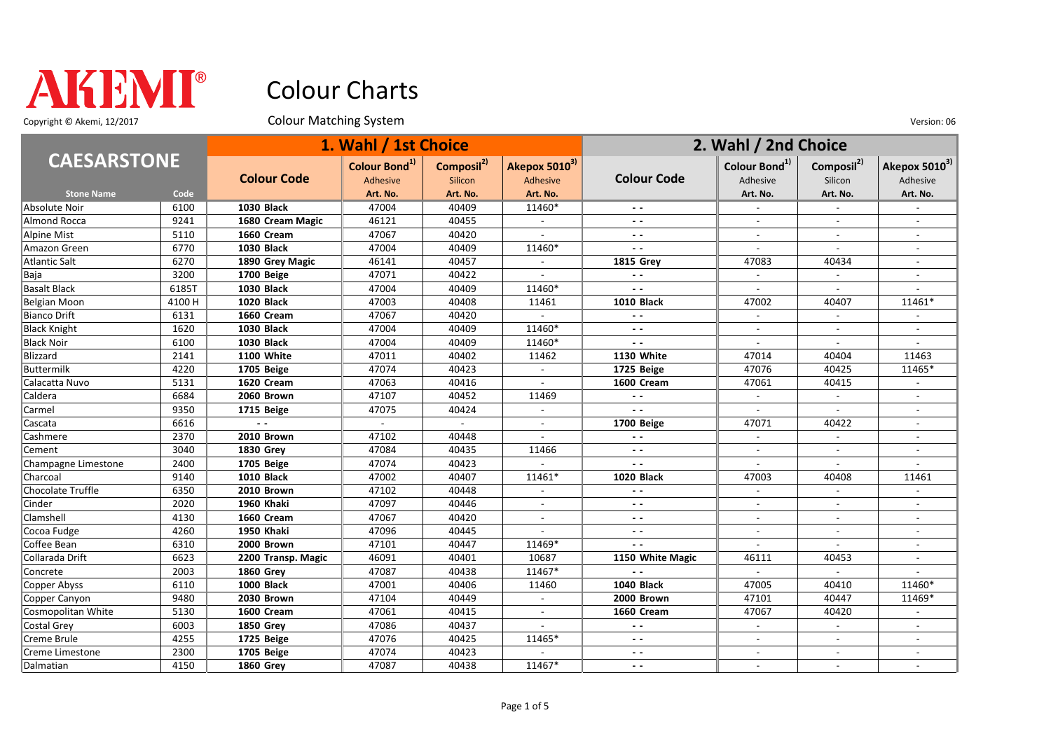# AKEMI®

# Colour Charts

Copyright © Akemi, 12/2017

Colour Matching System

Version: 06

| CAESARSTONE | | 1. Wahl / 1st Choice | | | | 2. Wahl / 2nd Choice | | | |
|---|---|---|---|---|---|---|---|---|---|
| | | Colour Code | Colour Bond[1] Adhesive | Composil[2] Silicon | Akepox 5010[3] Adhesive | Colour Code | Colour Bond[1] Adhesive | Composil[2] Silicon | Akepox 5010[3] Adhesive |
| Stone Name | Code | | Art. No. | Art. No. | Art. No. | | Art. No. | Art. No. | Art. No. |
| Absolute Noir | 6100 | **1030 Black** | 47004 | 40409 | 11460* | - - | - | - | - |
| Almond Rocca | 9241 | **1680 Cream Magic** | 46121 | 40455 | - | - - | - | - | - |
| Alpine Mist | 5110 | **1660 Cream** | 47067 | 40420 | - | - - | - | - | - |
| Amazon Green | 6770 | **1030 Black** | 47004 | 40409 | 11460* | - - | - | - | - |
| Atlantic Salt | 6270 | **1890 Grey Magic** | 46141 | 40457 | - | **1815 Grey** | 47083 | 40434 | - |
| Baja | 3200 | **1700 Beige** | 47071 | 40422 | - | - - | - | - | - |
| Basalt Black | 6185T | **1030 Black** | 47004 | 40409 | 11460* | - - | - | - | - |
| Belgian Moon | 4100 H | **1020 Black** | 47003 | 40408 | 11461 | **1010 Black** | 47002 | 40407 | 11461* |
| Bianco Drift | 6131 | **1660 Cream** | 47067 | 40420 | - | - - | - | - | - |
| Black Knight | 1620 | **1030 Black** | 47004 | 40409 | 11460* | - - | - | - | - |
| Black Noir | 6100 | **1030 Black** | 47004 | 40409 | 11460* | - - | - | - | - |
| Blizzard | 2141 | **1100 White** | 47011 | 40402 | 11462 | **1130 White** | 47014 | 40404 | 11463 |
| Buttermilk | 4220 | **1705 Beige** | 47074 | 40423 | - | **1725 Beige** | 47076 | 40425 | 11465* |
| Calacatta Nuvo | 5131 | **1620 Cream** | 47063 | 40416 | - | **1600 Cream** | 47061 | 40415 | - |
| Caldera | 6684 | **2060 Brown** | 47107 | 40452 | 11469 | - - | - | - | - |
| Carmel | 9350 | **1715 Beige** | 47075 | 40424 | - | - - | - | - | - |
| Cascata | 6616 | - - | - | - | - | **1700 Beige** | 47071 | 40422 | - |
| Cashmere | 2370 | **2010 Brown** | 47102 | 40448 | - | - - | - | - | - |
| Cement | 3040 | **1830 Grey** | 47084 | 40435 | 11466 | - - | - | - | - |
| Champagne Limestone | 2400 | **1705 Beige** | 47074 | 40423 | - | - - | - | - | - |
| Charcoal | 9140 | **1010 Black** | 47002 | 40407 | 11461* | **1020 Black** | 47003 | 40408 | 11461 |
| Chocolate Truffle | 6350 | **2010 Brown** | 47102 | 40448 | - | - - | - | - | - |
| Cinder | 2020 | **1960 Khaki** | 47097 | 40446 | - | - - | - | - | - |
| Clamshell | 4130 | **1660 Cream** | 47067 | 40420 | - | - - | - | - | - |
| Cocoa Fudge | 4260 | **1950 Khaki** | 47096 | 40445 | - | - - | - | - | - |
| Coffee Bean | 6310 | **2000 Brown** | 47101 | 40447 | 11469* | - - | - | - | - |
| Collarada Drift | 6623 | **2200 Transp. Magic** | 46091 | 40401 | 10687 | **1150 White Magic** | 46111 | 40453 | - |
| Concrete | 2003 | **1860 Grey** | 47087 | 40438 | 11467* | - - | - | - | - |
| Copper Abyss | 6110 | **1000 Black** | 47001 | 40406 | 11460 | **1040 Black** | 47005 | 40410 | 11460* |
| Copper Canyon | 9480 | **2030 Brown** | 47104 | 40449 | - | **2000 Brown** | 47101 | 40447 | 11469* |
| Cosmopolitan White | 5130 | **1600 Cream** | 47061 | 40415 | - | **1660 Cream** | 47067 | 40420 | - |
| Costal Grey | 6003 | **1850 Grey** | 47086 | 40437 | - | - - | - | - | - |
| Creme Brule | 4255 | **1725 Beige** | 47076 | 40425 | 11465* | - - | - | - | - |
| Creme Limestone | 2300 | **1705 Beige** | 47074 | 40423 | - | - - | - | - | - |
| Dalmatian | 4150 | **1860 Grey** | 47087 | 40438 | 11467* | - - | - | - | - |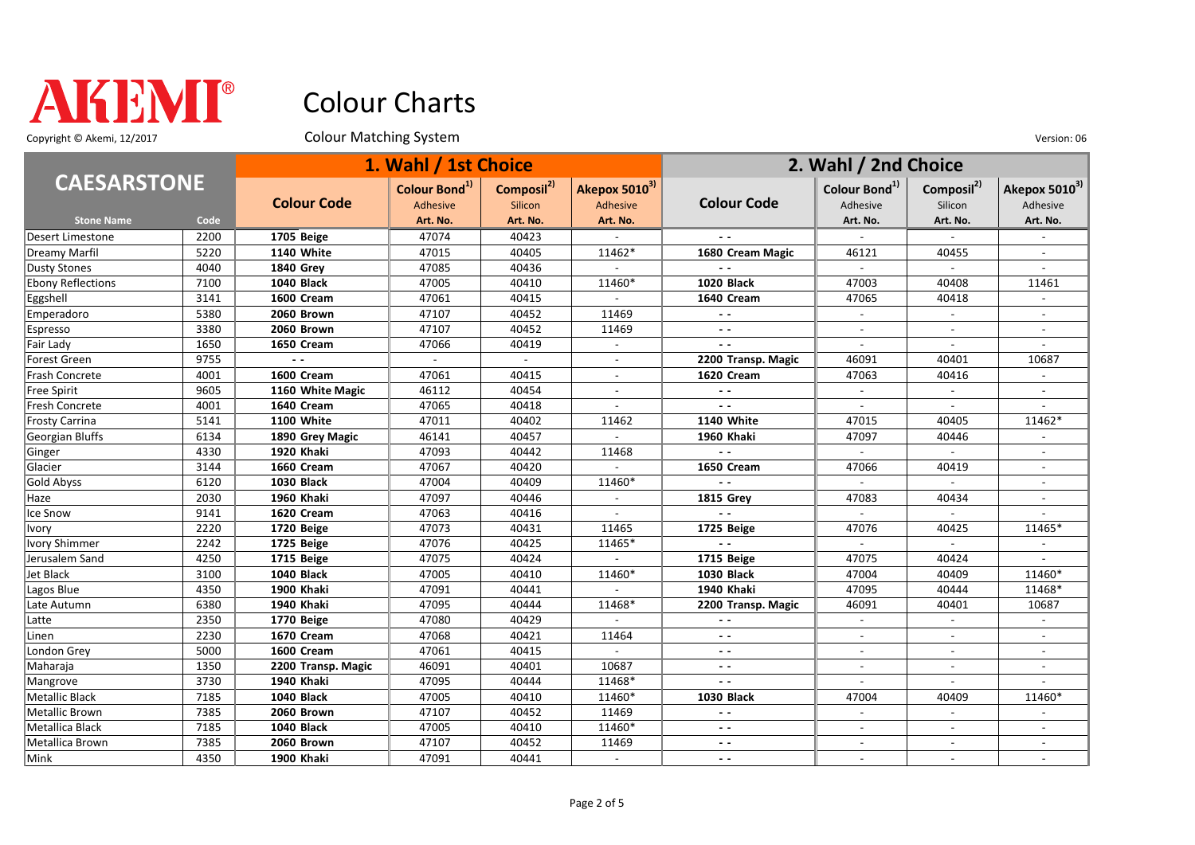# AKEMI®

# Colour Charts

Copyright © Akemi, 12/2017

Colour Matching System

Version: 06

| CAESARSTONE | | 1. Wahl / 1st Choice | | | | 2. Wahl / 2nd Choice | | | |
|---|---|---|---|---|---|---|---|---|---|
| | | Colour Code | Colour Bond[1] Adhesive | Composil[2] Silicon | Akepox 5010[3] Adhesive | Colour Code | Colour Bond[1] Adhesive | Composil[2] Silicon | Akepox 5010[3] Adhesive |
| Stone Name | Code | | Art. No. | Art. No. | Art. No. | | Art. No. | Art. No. | Art. No. |
| Desert Limestone | 2200 | **1705 Beige** | 47074 | 40423 | - | - - | - | - | - |
| Dreamy Marfil | 5220 | **1140 White** | 47015 | 40405 | 11462* | **1680 Cream Magic** | 46121 | 40455 | - |
| Dusty Stones | 4040 | **1840 Grey** | 47085 | 40436 | - | - - | - | - | - |
| Ebony Reflections | 7100 | **1040 Black** | 47005 | 40410 | 11460* | **1020 Black** | 47003 | 40408 | 11461 |
| Eggshell | 3141 | **1600 Cream** | 47061 | 40415 | - | **1640 Cream** | 47065 | 40418 | - |
| Emperadoro | 5380 | **2060 Brown** | 47107 | 40452 | 11469 | - - | - | - | - |
| Espresso | 3380 | **2060 Brown** | 47107 | 40452 | 11469 | - - | - | - | - |
| Fair Lady | 1650 | **1650 Cream** | 47066 | 40419 | - | - - | - | - | - |
| Forest Green | 9755 | - - | - | - | - | **2200 Transp. Magic** | 46091 | 40401 | 10687 |
| Frash Concrete | 4001 | **1600 Cream** | 47061 | 40415 | - | **1620 Cream** | 47063 | 40416 | - |
| Free Spirit | 9605 | **1160 White Magic** | 46112 | 40454 | - | - - | - | - | - |
| Fresh Concrete | 4001 | **1640 Cream** | 47065 | 40418 | - | - - | - | - | - |
| Frosty Carrina | 5141 | **1100 White** | 47011 | 40402 | 11462 | **1140 White** | 47015 | 40405 | 11462* |
| Georgian Bluffs | 6134 | **1890 Grey Magic** | 46141 | 40457 | - | **1960 Khaki** | 47097 | 40446 | - |
| Ginger | 4330 | **1920 Khaki** | 47093 | 40442 | 11468 | - - | - | - | - |
| Glacier | 3144 | **1660 Cream** | 47067 | 40420 | - | **1650 Cream** | 47066 | 40419 | - |
| Gold Abyss | 6120 | **1030 Black** | 47004 | 40409 | 11460* | - - | - | - | - |
| Haze | 2030 | **1960 Khaki** | 47097 | 40446 | - | **1815 Grey** | 47083 | 40434 | - |
| Ice Snow | 9141 | **1620 Cream** | 47063 | 40416 | - | - - | - | - | - |
| Ivory | 2220 | **1720 Beige** | 47073 | 40431 | 11465 | **1725 Beige** | 47076 | 40425 | 11465* |
| Ivory Shimmer | 2242 | **1725 Beige** | 47076 | 40425 | 11465* | - - | - | - | - |
| Jerusalem Sand | 4250 | **1715 Beige** | 47075 | 40424 | - | **1715 Beige** | 47075 | 40424 | - |
| Jet Black | 3100 | **1040 Black** | 47005 | 40410 | 11460* | **1030 Black** | 47004 | 40409 | 11460* |
| Lagos Blue | 4350 | **1900 Khaki** | 47091 | 40441 | - | **1940 Khaki** | 47095 | 40444 | 11468* |
| Late Autumn | 6380 | **1940 Khaki** | 47095 | 40444 | 11468* | **2200 Transp. Magic** | 46091 | 40401 | 10687 |
| Latte | 2350 | **1770 Beige** | 47080 | 40429 | - | - - | - | - | - |
| Linen | 2230 | **1670 Cream** | 47068 | 40421 | 11464 | - - | - | - | - |
| London Grey | 5000 | **1600 Cream** | 47061 | 40415 | - | - - | - | - | - |
| Maharaja | 1350 | **2200 Transp. Magic** | 46091 | 40401 | 10687 | - - | - | - | - |
| Mangrove | 3730 | **1940 Khaki** | 47095 | 40444 | 11468* | - - | - | - | - |
| Metallic Black | 7185 | **1040 Black** | 47005 | 40410 | 11460* | **1030 Black** | 47004 | 40409 | 11460* |
| Metallic Brown | 7385 | **2060 Brown** | 47107 | 40452 | 11469 | - - | - | - | - |
| Metallica Black | 7185 | **1040 Black** | 47005 | 40410 | 11460* | - - | - | - | - |
| Metallica Brown | 7385 | **2060 Brown** | 47107 | 40452 | 11469 | - - | - | - | - |
| Mink | 4350 | **1900 Khaki** | 47091 | 40441 | - | - - | - | - | - |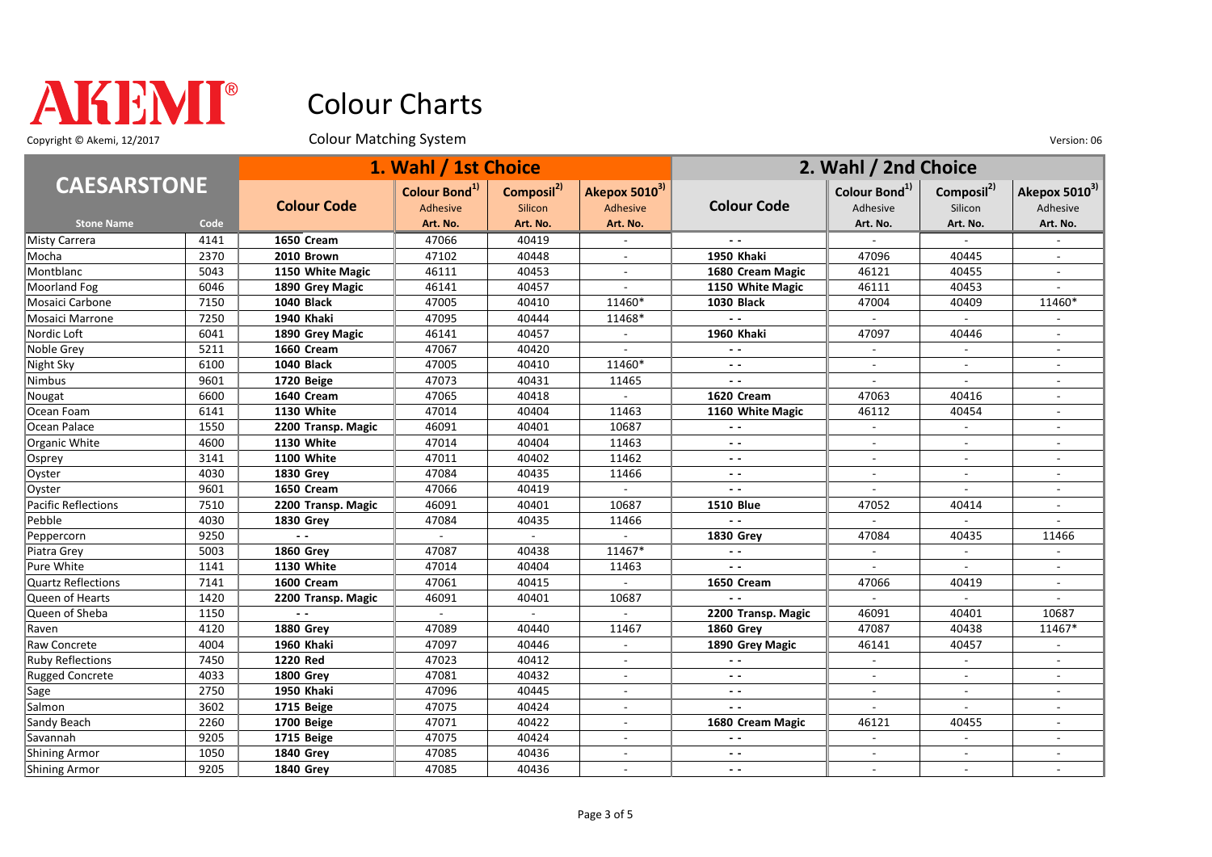AKEMI®

# Colour Charts

Copyright © Akemi, 12/2017

Colour Matching System

Version: 06

| CAESARSTONE | | 1. Wahl / 1st Choice | | | | 2. Wahl / 2nd Choice | | | |
|---|---|---|---|---|---|---|---|---|---|
| | | Colour Code | Colour Bond[1] Adhesive | Composil[2] Silicon | Akepox 5010[3] Adhesive | Colour Code | Colour Bond[1] Adhesive | Composil[2] Silicon | Akepox 5010[3] Adhesive |
| Stone Name | Code | | Art. No. | Art. No. | Art. No. | | Art. No. | Art. No. | Art. No. |
| Misty Carrera | 4141 | **1650 Cream** | 47066 | 40419 | - | - - | - | - | - |
| Mocha | 2370 | **2010 Brown** | 47102 | 40448 | - | **1950 Khaki** | 47096 | 40445 | - |
| Montblanc | 5043 | **1150 White Magic** | 46111 | 40453 | - | **1680 Cream Magic** | 46121 | 40455 | - |
| Moorland Fog | 6046 | **1890 Grey Magic** | 46141 | 40457 | - | **1150 White Magic** | 46111 | 40453 | - |
| Mosaici Carbone | 7150 | **1040 Black** | 47005 | 40410 | 11460* | **1030 Black** | 47004 | 40409 | 11460* |
| Mosaici Marrone | 7250 | **1940 Khaki** | 47095 | 40444 | 11468* | - - | - | - | - |
| Nordic Loft | 6041 | **1890 Grey Magic** | 46141 | 40457 | - | **1960 Khaki** | 47097 | 40446 | - |
| Noble Grey | 5211 | **1660 Cream** | 47067 | 40420 | - | - - | - | - | - |
| Night Sky | 6100 | **1040 Black** | 47005 | 40410 | 11460* | - - | - | - | - |
| Nimbus | 9601 | **1720 Beige** | 47073 | 40431 | 11465 | - - | - | - | - |
| Nougat | 6600 | **1640 Cream** | 47065 | 40418 | - | **1620 Cream** | 47063 | 40416 | - |
| Ocean Foam | 6141 | **1130 White** | 47014 | 40404 | 11463 | **1160 White Magic** | 46112 | 40454 | - |
| Ocean Palace | 1550 | **2200 Transp. Magic** | 46091 | 40401 | 10687 | - - | - | - | - |
| Organic White | 4600 | **1130 White** | 47014 | 40404 | 11463 | - - | - | - | - |
| Osprey | 3141 | **1100 White** | 47011 | 40402 | 11462 | - - | - | - | - |
| Oyster | 4030 | **1830 Grey** | 47084 | 40435 | 11466 | - - | - | - | - |
| Oyster | 9601 | **1650 Cream** | 47066 | 40419 | - | - - | - | - | - |
| Pacific Reflections | 7510 | **2200 Transp. Magic** | 46091 | 40401 | 10687 | **1510 Blue** | 47052 | 40414 | - |
| Pebble | 4030 | **1830 Grey** | 47084 | 40435 | 11466 | - - | - | - | - |
| Peppercorn | 9250 | - - | - | - | - | **1830 Grey** | 47084 | 40435 | 11466 |
| Piatra Grey | 5003 | **1860 Grey** | 47087 | 40438 | 11467* | - - | - | - | - |
| Pure White | 1141 | **1130 White** | 47014 | 40404 | 11463 | - - | - | - | - |
| Quartz Reflections | 7141 | **1600 Cream** | 47061 | 40415 | - | **1650 Cream** | 47066 | 40419 | - |
| Queen of Hearts | 1420 | **2200 Transp. Magic** | 46091 | 40401 | 10687 | - - | - | - | - |
| Queen of Sheba | 1150 | - - | - | - | - | **2200 Transp. Magic** | 46091 | 40401 | 10687 |
| Raven | 4120 | **1880 Grey** | 47089 | 40440 | 11467 | **1860 Grey** | 47087 | 40438 | 11467* |
| Raw Concrete | 4004 | **1960 Khaki** | 47097 | 40446 | - | **1890 Grey Magic** | 46141 | 40457 | - |
| Ruby Reflections | 7450 | **1220 Red** | 47023 | 40412 | - | - - | - | - | - |
| Rugged Concrete | 4033 | **1800 Grey** | 47081 | 40432 | - | - - | - | - | - |
| Sage | 2750 | **1950 Khaki** | 47096 | 40445 | - | - - | - | - | - |
| Salmon | 3602 | **1715 Beige** | 47075 | 40424 | - | - - | - | - | - |
| Sandy Beach | 2260 | **1700 Beige** | 47071 | 40422 | - | **1680 Cream Magic** | 46121 | 40455 | - |
| Savannah | 9205 | **1715 Beige** | 47075 | 40424 | - | - - | - | - | - |
| Shining Armor | 1050 | **1840 Grey** | 47085 | 40436 | - | - - | - | - | - |
| Shining Armor | 9205 | **1840 Grey** | 47085 | 40436 | - | - - | - | - | - |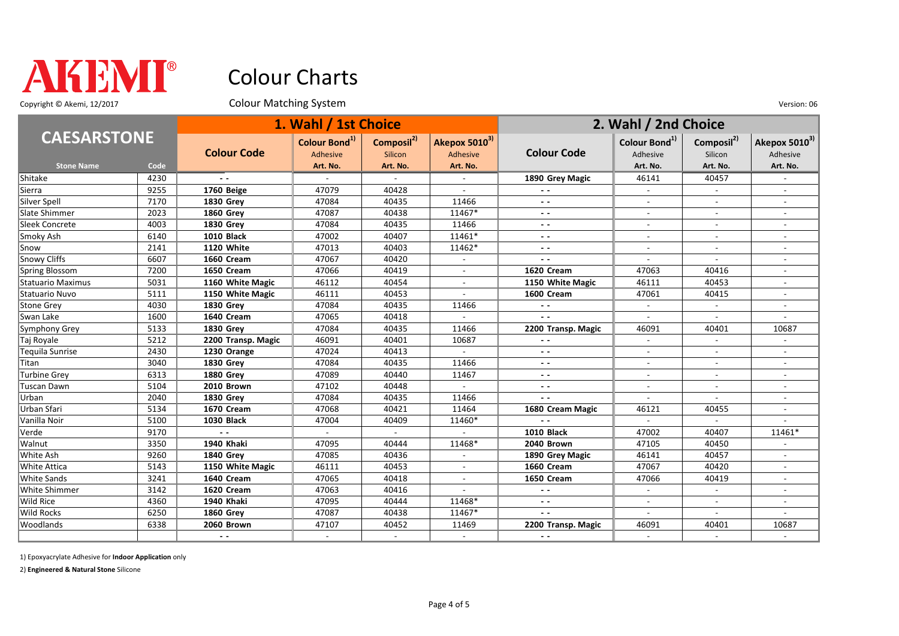# AKEMI®

# Colour Charts

Copyright © Akemi, 12/2017

Colour Matching System

Version: 06

| CAESARSTONE | | 1. Wahl / 1st Choice | | | | 2. Wahl / 2nd Choice | | | |
|---|---|---|---|---|---|---|---|---|---|
| | | Colour Code | Colour Bond[1] Adhesive | Composil[2] Silicon | Akepox 5010[3] Adhesive | Colour Code | Colour Bond[1] Adhesive | Composil[2] Silicon | Akepox 5010[3] Adhesive |
| Stone Name | Code | | Art. No. | Art. No. | Art. No. | | Art. No. | Art. No. | Art. No. |
| Shitake | 4230 | - - | - | - | - | **1890 Grey Magic** | 46141 | 40457 | - |
| Sierra | 9255 | **1760 Beige** | 47079 | 40428 | - | - - | - | - | - |
| Silver Spell | 7170 | **1830 Grey** | 47084 | 40435 | 11466 | - - | - | - | - |
| Slate Shimmer | 2023 | **1860 Grey** | 47087 | 40438 | 11467* | - - | - | - | - |
| Sleek Concrete | 4003 | **1830 Grey** | 47084 | 40435 | 11466 | - - | - | - | - |
| Smoky Ash | 6140 | **1010 Black** | 47002 | 40407 | 11461* | - - | - | - | - |
| Snow | 2141 | **1120 White** | 47013 | 40403 | 11462* | - - | - | - | - |
| Snowy Cliffs | 6607 | **1660 Cream** | 47067 | 40420 | - | - - | - | - | - |
| Spring Blossom | 7200 | **1650 Cream** | 47066 | 40419 | - | **1620 Cream** | 47063 | 40416 | - |
| Statuario Maximus | 5031 | **1160 White Magic** | 46112 | 40454 | - | **1150 White Magic** | 46111 | 40453 | - |
| Statuario Nuvo | 5111 | **1150 White Magic** | 46111 | 40453 | - | **1600 Cream** | 47061 | 40415 | - |
| Stone Grey | 4030 | **1830 Grey** | 47084 | 40435 | 11466 | - - | - | - | - |
| Swan Lake | 1600 | **1640 Cream** | 47065 | 40418 | - | - - | - | - | - |
| Symphony Grey | 5133 | **1830 Grey** | 47084 | 40435 | 11466 | **2200 Transp. Magic** | 46091 | 40401 | 10687 |
| Taj Royale | 5212 | **2200 Transp. Magic** | 46091 | 40401 | 10687 | - - | - | - | - |
| Tequila Sunrise | 2430 | **1230 Orange** | 47024 | 40413 | - | - - | - | - | - |
| Titan | 3040 | **1830 Grey** | 47084 | 40435 | 11466 | - - | - | - | - |
| Turbine Grey | 6313 | **1880 Grey** | 47089 | 40440 | 11467 | - - | - | - | - |
| Tuscan Dawn | 5104 | **2010 Brown** | 47102 | 40448 | - | - - | - | - | - |
| Urban | 2040 | **1830 Grey** | 47084 | 40435 | 11466 | - - | - | - | - |
| Urban Sfari | 5134 | **1670 Cream** | 47068 | 40421 | 11464 | **1680 Cream Magic** | 46121 | 40455 | - |
| Vanilla Noir | 5100 | **1030 Black** | 47004 | 40409 | 11460* | - - | - | - | - |
| Verde | 9170 | - - | - | - | - | **1010 Black** | 47002 | 40407 | 11461* |
| Walnut | 3350 | **1940 Khaki** | 47095 | 40444 | 11468* | **2040 Brown** | 47105 | 40450 | - |
| White Ash | 9260 | **1840 Grey** | 47085 | 40436 | - | **1890 Grey Magic** | 46141 | 40457 | - |
| White Attica | 5143 | **1150 White Magic** | 46111 | 40453 | - | **1660 Cream** | 47067 | 40420 | - |
| White Sands | 3241 | **1640 Cream** | 47065 | 40418 | - | **1650 Cream** | 47066 | 40419 | - |
| White Shimmer | 3142 | **1620 Cream** | 47063 | 40416 | - | - - | - | - | - |
| Wild Rice | 4360 | **1940 Khaki** | 47095 | 40444 | 11468* | - - | - | - | - |
| Wild Rocks | 6250 | **1860 Grey** | 47087 | 40438 | 11467* | - - | - | - | - |
| Woodlands | 6338 | **2060 Brown** | 47107 | 40452 | 11469 | **2200 Transp. Magic** | 46091 | 40401 | 10687 |
| | | - - | - | - | - | - - | - | - | - |

1) Epoxyacrylate Adhesive for **Indoor Application** only

2) **Engineered & Natural Stone** Silicone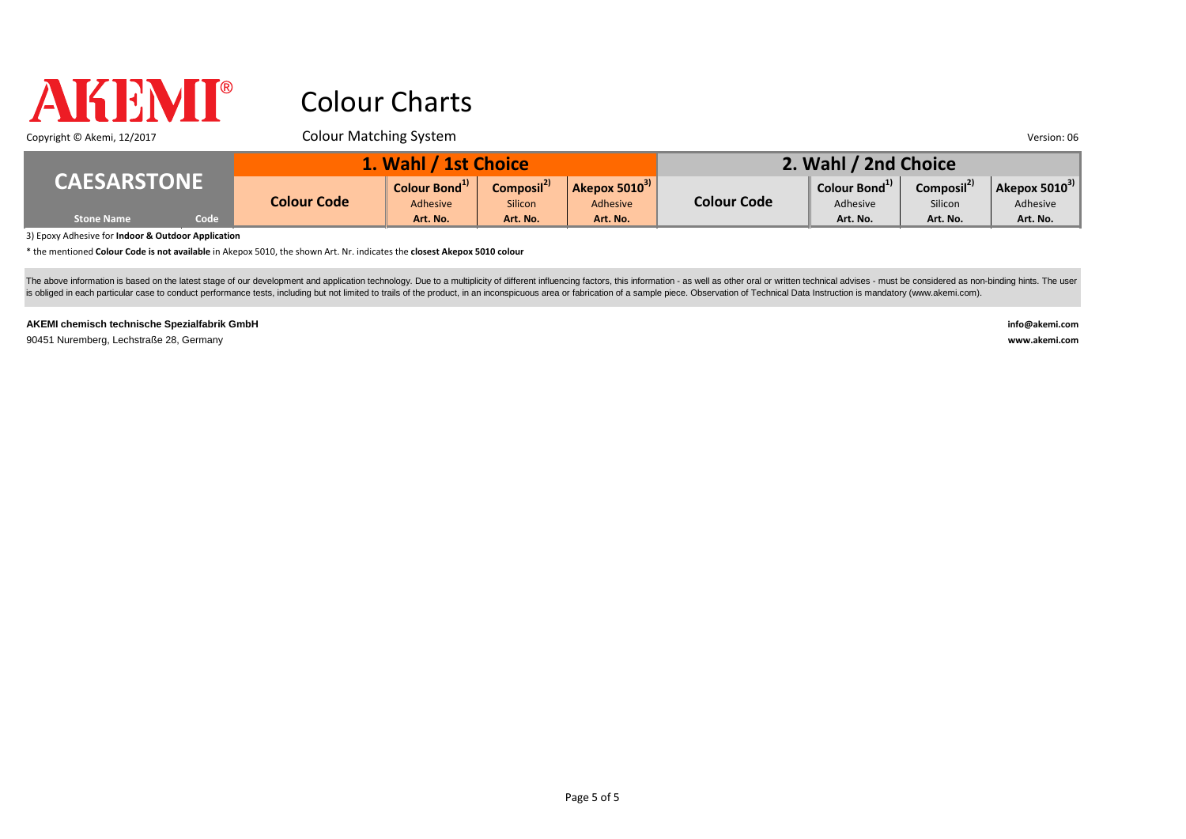# AKEMI®

## Colour Charts

Copyright © Akemi, 12/2017

Colour Matching System

Version: 06

| CAESARSTONE | | 1. Wahl / 1st Choice | | | | 2. Wahl / 2nd Choice | | | |
|---|---|---|---|---|---|---|---|---|---|
| | | Colour Code | Colour Bond[1] Adhesive | Composil[2] Silicon | Akepox 5010[3] Adhesive | Colour Code | Colour Bond[1] Adhesive | Composil[2] Silicon | Akepox 5010[3] Adhesive |
| Stone Name | Code | | Art. No. | Art. No. | Art. No. | | Art. No. | Art. No. | Art. No. |

3) Epoxy Adhesive for **Indoor & Outdoor Application**

* the mentioned **Colour Code is not available** in Akepox 5010, the shown Art. Nr. indicates the **closest Akepox 5010 colour**

The above information is based on the latest stage of our development and application technology. Due to a multiplicity of different influencing factors, this information - as well as other oral or written technical advises - must be considered as non-binding hints. The user is obliged in each particular case to conduct performance tests, including but not limited to trails of the product, in an inconspicuous area or fabrication of a sample piece. Observation of Technical Data Instruction is mandatory (www.akemi.com).

**AKEMI chemisch technische Spezialfabrik GmbH**
90451 Nuremberg, Lechstraße 28, Germany

**info@akemi.com**
**www.akemi.com**